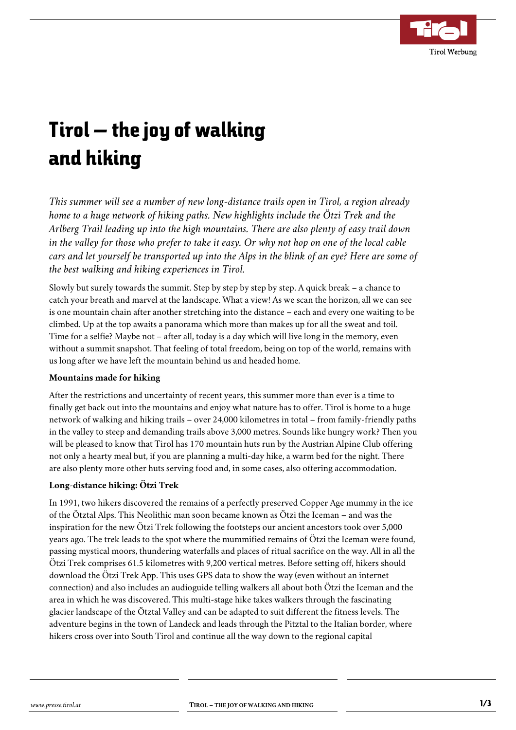# Tirol – the joy of walking and hiking

*This summer will see a number of new long-distance trails open in Tirol, a region already home to a huge network of hiking paths. New highlights include the Ötzi Trek and the Arlberg Trail leading up into the high mountains. There are also plenty of easy trail down in the valley for those who prefer to take it easy. Or why not hop on one of the local cable cars and let yourself be transported up into the Alps in the blink of an eye? Here are some of the best walking and hiking experiences in Tirol.*

Slowly but surely towards the summit. Step by step by step by step. A quick break – a chance to catch your breath and marvel at the landscape. What a view! As we scan the horizon, all we can see is one mountain chain after another stretching into the distance – each and every one waiting to be climbed. Up at the top awaits a panorama which more than makes up for all the sweat and toil. Time for a selfie? Maybe not – after all, today is a day which will live long in the memory, even without a summit snapshot. That feeling of total freedom, being on top of the world, remains with us long after we have left the mountain behind us and headed home.

**Mountains made for hiking**

After the restrictions and uncertainty of recent years, this summer more than ever is a time to finally get back out into the mountains and enjoy what nature has to offer. Tirol is home to a huge network of walking and hiking trails – over 24,000 kilometres in total – from family-friendly paths in the valley to steep and demanding trails above 3,000 metres. Sounds like hungry work? Then you will be pleased to know that Tirol has 170 mountain huts run by the Austrian Alpine Club offering not only a hearty meal but, if you are planning a multi-day hike, a warm bed for the night. There are also plenty more other huts serving food and, in some cases, also offering accommodation.

**Long-distance hiking: Ötzi Trek**

In 1991, two hikers discovered the remains of a perfectly preserved Copper Age mummy in the ice of the Ötztal Alps. This Neolithic man soon became known as Ötzi the Iceman – and was the inspiration for the new Ötzi Trek following the footsteps our ancient ancestors took over 5,000 years ago. The trek leads to the spot where the mummified remains of Ötzi the Iceman were found, passing mystical moors, thundering waterfalls and places of ritual sacrifice on the way. All in all the Ötzi Trek comprises 61.5 kilometres with 9,200 vertical metres. Before setting off, hikers should download the Ötzi Trek App. This uses GPS data to show the way (even without an internet connection) and also includes an audioguide telling walkers all about both Ötzi the Iceman and the area in which he was discovered. This multi-stage hike takes walkers through the fascinating glacier landscape of the Ötztal Valley and can be adapted to suit different the fitness levels. The adventure begins in the town of Landeck and leads through the Pitztal to the Italian border, where hikers cross over into South Tirol and continue all the way down to the regional capital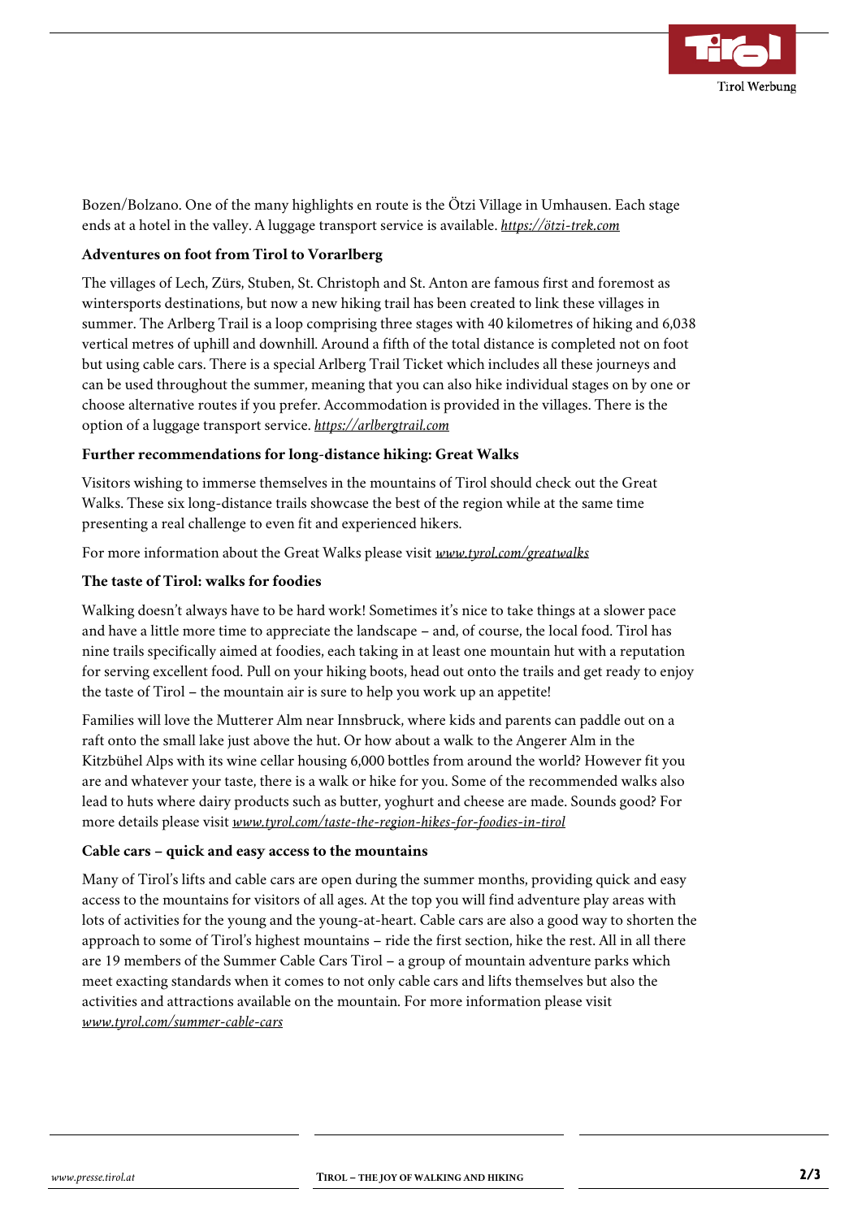Bozen/Bolzano. One of the many highlights en route is the Ötzi Village in Umhausen. Each stage ends at a hotel in the valley. A luggage transport service is available. *https://ötzi-trek.com*

**Adventures on foot from Tirol to Vorarlberg**

The villages of Lech, Zürs, Stuben, St. Christoph and St. Anton are famous first and foremost as wintersports destinations, but now a new hiking trail has been created to link these villages in summer. The Arlberg Trail is a loop comprising three stages with 40 kilometres of hiking and 6,038 vertical metres of uphill and downhill. Around a fifth of the total distance is completed not on foot but using cable cars. There is a special Arlberg Trail Ticket which includes all these journeys and can be used throughout the summer, meaning that you can also hike individual stages on by one or choose alternative routes if you prefer. Accommodation is provided in the villages. There is the option of a luggage transport service. *https://arlbergtrail.com*

**Further recommendations for long-distance hiking: Great Walks**

Visitors wishing to immerse themselves in the mountains of Tirol should check out the Great Walks. These six long-distance trails showcase the best of the region while at the same time presenting a real challenge to even fit and experienced hikers.

For more information about the Great Walks please visit *www.tyrol.com/greatwalks*

**The taste of Tirol: walks for foodies**

Walking doesn't always have to be hard work! Sometimes it's nice to take things at a slower pace and have a little more time to appreciate the landscape – and, of course, the local food. Tirol has nine trails specifically aimed at foodies, each taking in at least one mountain hut with a reputation for serving excellent food. Pull on your hiking boots, head out onto the trails and get ready to enjoy the taste of Tirol – the mountain air is sure to help you work up an appetite!

Families will love the Mutterer Alm near Innsbruck, where kids and parents can paddle out on a raft onto the small lake just above the hut. Or how about a walk to the Angerer Alm in the Kitzbühel Alps with its wine cellar housing 6,000 bottles from around the world? However fit you are and whatever your taste, there is a walk or hike for you. Some of the recommended walks also lead to huts where dairy products such as butter, yoghurt and cheese are made. Sounds good? For more details please visit *www.tyrol.com/taste-the-region-hikes-for-foodies-in-tirol*

**Cable cars – quick and easy access to the mountains**

Many of Tirol's lifts and cable cars are open during the summer months, providing quick and easy access to the mountains for visitors of all ages. At the top you will find adventure play areas with lots of activities for the young and the young-at-heart. Cable cars are also a good way to shorten the approach to some of Tirol's highest mountains – ride the first section, hike the rest. All in all there are 19 members of the Summer Cable Cars Tirol – a group of mountain adventure parks which meet exacting standards when it comes to not only cable cars and lifts themselves but also the activities and attractions available on the mountain. For more information please visit *www.tyrol.com/summer-cable-cars*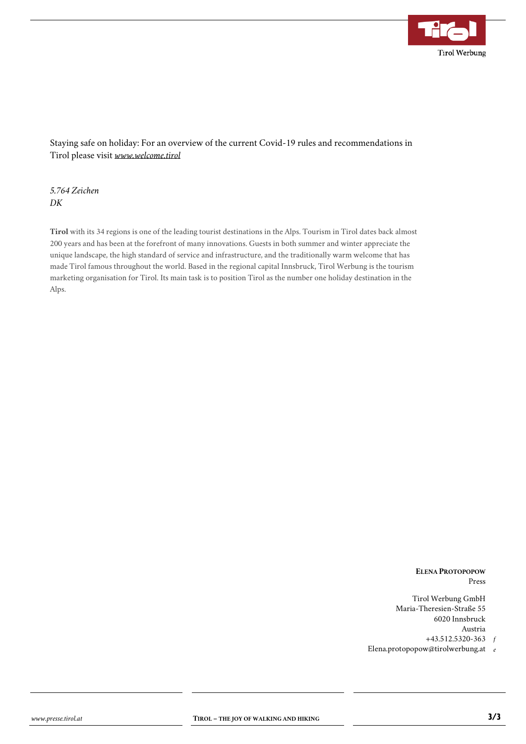Staying safe on holiday: For an overview of the current Covid-19 rules and recommendations in Tirol please visit *www.welcome.tirol*

*5.764 Zeichen*
*DK*

**Tirol** with its 34 regions is one of the leading tourist destinations in the Alps. Tourism in Tirol dates back almost 200 years and has been at the forefront of many innovations. Guests in both summer and winter appreciate the unique landscape, the high standard of service and infrastructure, and the traditionally warm welcome that has made Tirol famous throughout the world. Based in the regional capital Innsbruck, Tirol Werbung is the tourism marketing organisation for Tirol. Its main task is to position Tirol as the number one holiday destination in the Alps.

**Elena Protopopow**
Press

Tirol Werbung GmbH
Maria-Theresien-Straße 55
6020 Innsbruck
Austria
+43.512.5320-363 *f*
Elena.protopopow@tirolwerbung.at *e*